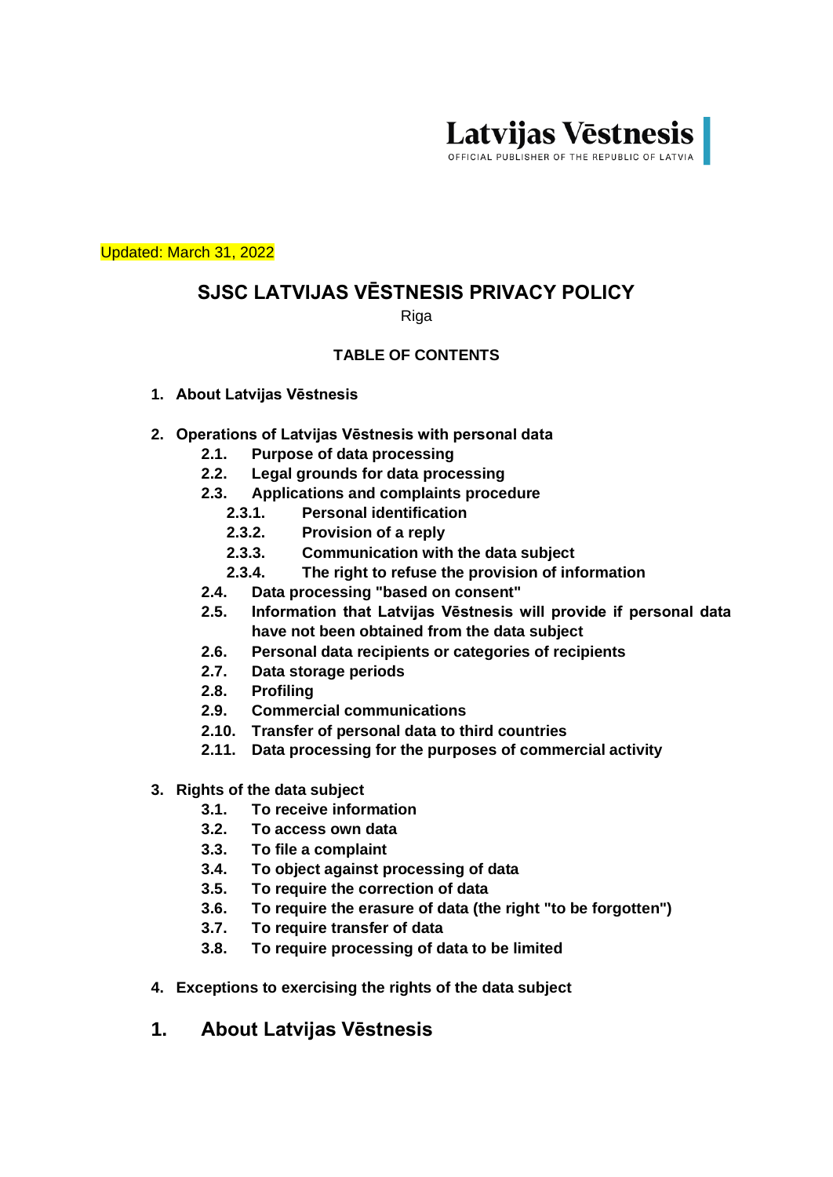Latvijas Vēstnesis
OFFICIAL PUBLISHER OF THE REPUBLIC OF LATVIA

Updated: March 31, 2022

# SJSC LATVIJAS VĒSTNESIS PRIVACY POLICY

Riga

**TABLE OF CONTENTS**

1. **About Latvijas Vēstnesis**

2. **Operations of Latvijas Vēstnesis with personal data**
   - **2.1. Purpose of data processing**
   - **2.2. Legal grounds for data processing**
   - **2.3. Applications and complaints procedure**
     - **2.3.1. Personal identification**
     - **2.3.2. Provision of a reply**
     - **2.3.3. Communication with the data subject**
     - **2.3.4. The right to refuse the provision of information**
   - **2.4. Data processing "based on consent"**
   - **2.5. Information that Latvijas Vēstnesis will provide if personal data have not been obtained from the data subject**
   - **2.6. Personal data recipients or categories of recipients**
   - **2.7. Data storage periods**
   - **2.8. Profiling**
   - **2.9. Commercial communications**
   - **2.10. Transfer of personal data to third countries**
   - **2.11. Data processing for the purposes of commercial activity**

3. **Rights of the data subject**
   - **3.1. To receive information**
   - **3.2. To access own data**
   - **3.3. To file a complaint**
   - **3.4. To object against processing of data**
   - **3.5. To require the correction of data**
   - **3.6. To require the erasure of data (the right "to be forgotten")**
   - **3.7. To require transfer of data**
   - **3.8. To require processing of data to be limited**

4. **Exceptions to exercising the rights of the data subject**

## 1. About Latvijas Vēstnesis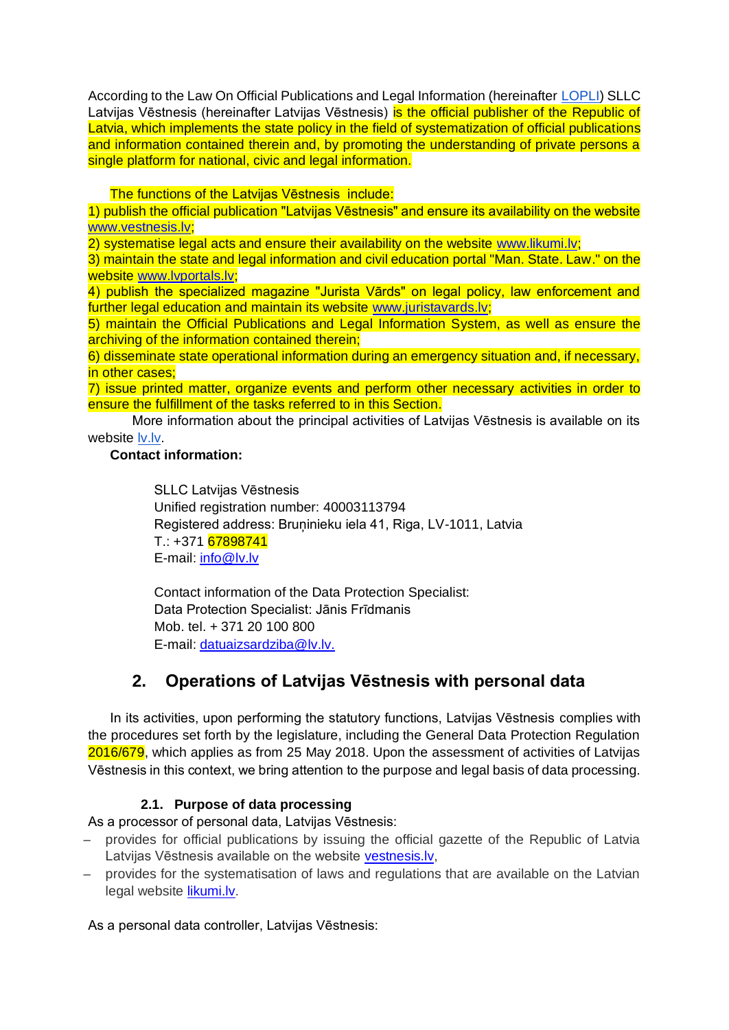According to the Law On Official Publications and Legal Information (hereinafter LOPLI) SLLC Latvijas Vēstnesis (hereinafter Latvijas Vēstnesis) is the official publisher of the Republic of Latvia, which implements the state policy in the field of systematization of official publications and information contained therein and, by promoting the understanding of private persons a single platform for national, civic and legal information.

The functions of the Latvijas Vēstnesis include:

1) publish the official publication "Latvijas Vēstnesis" and ensure its availability on the website www.vestnesis.lv;
2) systematise legal acts and ensure their availability on the website www.likumi.lv;
3) maintain the state and legal information and civil education portal "Man. State. Law." on the website www.lvportals.lv;
4) publish the specialized magazine "Jurista Vārds" on legal policy, law enforcement and further legal education and maintain its website www.juristavards.lv;
5) maintain the Official Publications and Legal Information System, as well as ensure the archiving of the information contained therein;
6) disseminate state operational information during an emergency situation and, if necessary, in other cases;
7) issue printed matter, organize events and perform other necessary activities in order to ensure the fulfillment of the tasks referred to in this Section.

More information about the principal activities of Latvijas Vēstnesis is available on its website lv.lv.

**Contact information:**

SLLC Latvijas Vēstnesis
Unified registration number: 40003113794
Registered address: Bruņinieku iela 41, Riga, LV-1011, Latvia
T.: +371 67898741
E-mail: info@lv.lv

Contact information of the Data Protection Specialist:
Data Protection Specialist: Jānis Frīdmanis
Mob. tel. + 371 20 100 800
E-mail: datuaizsardziba@lv.lv.

## 2. Operations of Latvijas Vēstnesis with personal data

In its activities, upon performing the statutory functions, Latvijas Vēstnesis complies with the procedures set forth by the legislature, including the General Data Protection Regulation 2016/679, which applies as from 25 May 2018. Upon the assessment of activities of Latvijas Vēstnesis in this context, we bring attention to the purpose and legal basis of data processing.

### 2.1. Purpose of data processing

As a processor of personal data, Latvijas Vēstnesis:

- provides for official publications by issuing the official gazette of the Republic of Latvia Latvijas Vēstnesis available on the website vestnesis.lv,
- provides for the systematisation of laws and regulations that are available on the Latvian legal website likumi.lv.

As a personal data controller, Latvijas Vēstnesis: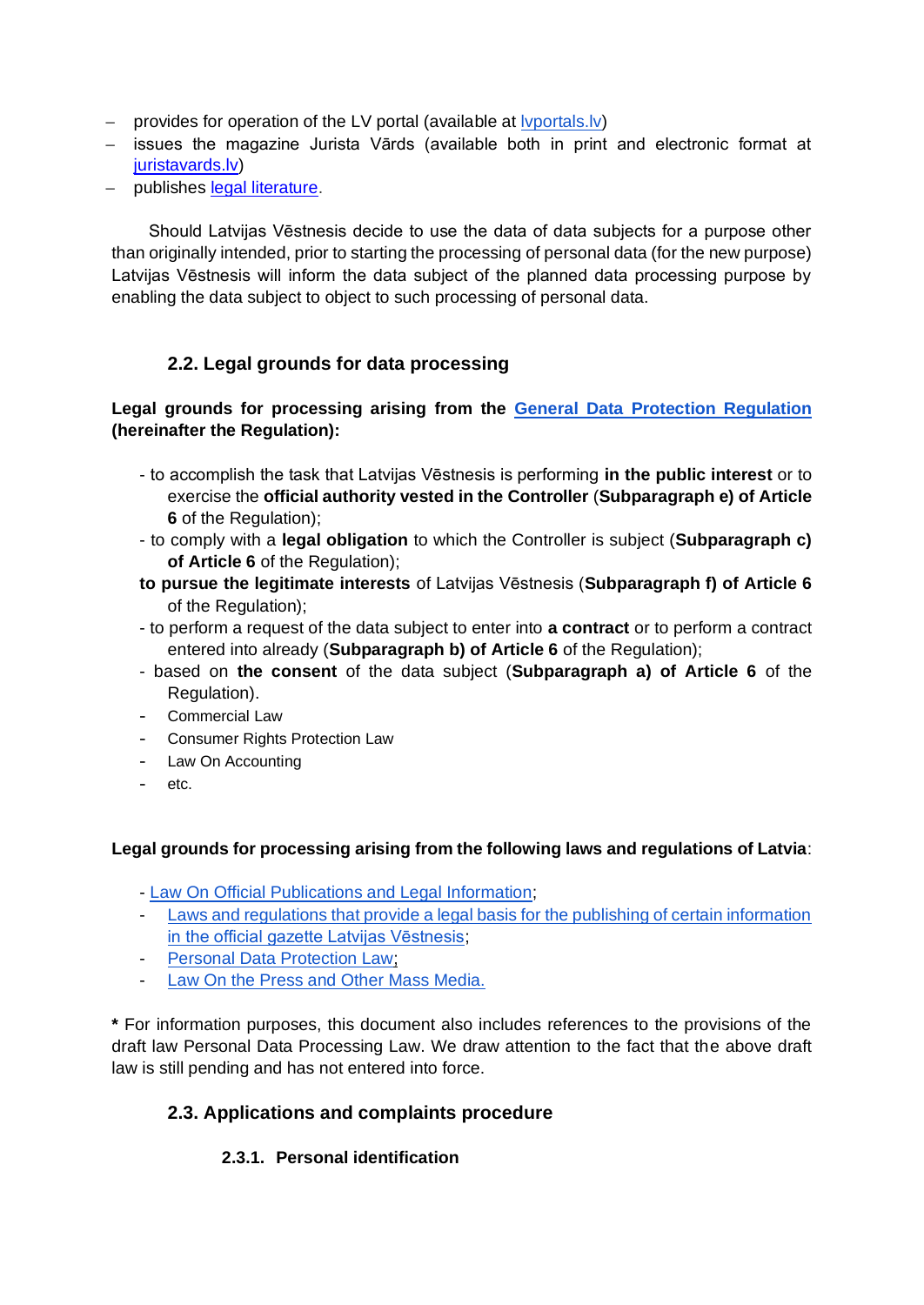- provides for operation of the LV portal (available at [lvportals.lv](lvportals.lv))
- issues the magazine Jurista Vārds (available both in print and electronic format at [juristavards.lv](juristavards.lv))
- publishes legal literature.

Should Latvijas Vēstnesis decide to use the data of data subjects for a purpose other than originally intended, prior to starting the processing of personal data (for the new purpose) Latvijas Vēstnesis will inform the data subject of the planned data processing purpose by enabling the data subject to object to such processing of personal data.

### 2.2. Legal grounds for data processing

**Legal grounds for processing arising from the General Data Protection Regulation (hereinafter the Regulation):**

- to accomplish the task that Latvijas Vēstnesis is performing **in the public interest** or to exercise the **official authority vested in the Controller** (**Subparagraph e) of Article 6** of the Regulation);
- to comply with a **legal obligation** to which the Controller is subject (**Subparagraph c) of Article 6** of the Regulation);
- **to pursue the legitimate interests** of Latvijas Vēstnesis (**Subparagraph f) of Article 6** of the Regulation);
- to perform a request of the data subject to enter into **a contract** or to perform a contract entered into already (**Subparagraph b) of Article 6** of the Regulation);
- based on **the consent** of the data subject (**Subparagraph a) of Article 6** of the Regulation).
- Commercial Law
- Consumer Rights Protection Law
- Law On Accounting
- etc.

**Legal grounds for processing arising from the following laws and regulations of Latvia**:

- Law On Official Publications and Legal Information;
- Laws and regulations that provide a legal basis for the publishing of certain information in the official gazette Latvijas Vēstnesis;
- Personal Data Protection Law;
- Law On the Press and Other Mass Media.

**\*** For information purposes, this document also includes references to the provisions of the draft law Personal Data Processing Law. We draw attention to the fact that the above draft law is still pending and has not entered into force.

### 2.3. Applications and complaints procedure

#### 2.3.1. Personal identification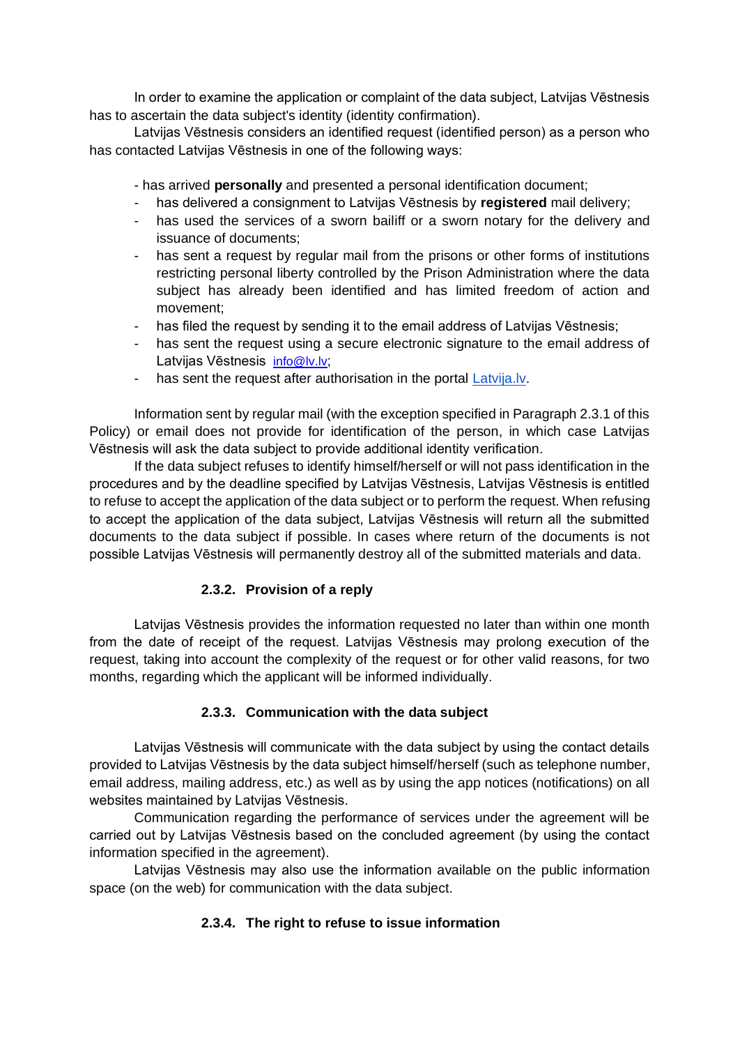In order to examine the application or complaint of the data subject, Latvijas Vēstnesis has to ascertain the data subject's identity (identity confirmation).

Latvijas Vēstnesis considers an identified request (identified person) as a person who has contacted Latvijas Vēstnesis in one of the following ways:

- has arrived **personally** and presented a personal identification document;
- has delivered a consignment to Latvijas Vēstnesis by **registered** mail delivery;
- has used the services of a sworn bailiff or a sworn notary for the delivery and issuance of documents;
- has sent a request by regular mail from the prisons or other forms of institutions restricting personal liberty controlled by the Prison Administration where the data subject has already been identified and has limited freedom of action and movement;
- has filed the request by sending it to the email address of Latvijas Vēstnesis;
- has sent the request using a secure electronic signature to the email address of Latvijas Vēstnesis info@lv.lv;
- has sent the request after authorisation in the portal Latvija.lv.

Information sent by regular mail (with the exception specified in Paragraph 2.3.1 of this Policy) or email does not provide for identification of the person, in which case Latvijas Vēstnesis will ask the data subject to provide additional identity verification.

If the data subject refuses to identify himself/herself or will not pass identification in the procedures and by the deadline specified by Latvijas Vēstnesis, Latvijas Vēstnesis is entitled to refuse to accept the application of the data subject or to perform the request. When refusing to accept the application of the data subject, Latvijas Vēstnesis will return all the submitted documents to the data subject if possible. In cases where return of the documents is not possible Latvijas Vēstnesis will permanently destroy all of the submitted materials and data.

#### 2.3.2. Provision of a reply

Latvijas Vēstnesis provides the information requested no later than within one month from the date of receipt of the request. Latvijas Vēstnesis may prolong execution of the request, taking into account the complexity of the request or for other valid reasons, for two months, regarding which the applicant will be informed individually.

#### 2.3.3. Communication with the data subject

Latvijas Vēstnesis will communicate with the data subject by using the contact details provided to Latvijas Vēstnesis by the data subject himself/herself (such as telephone number, email address, mailing address, etc.) as well as by using the app notices (notifications) on all websites maintained by Latvijas Vēstnesis.

Communication regarding the performance of services under the agreement will be carried out by Latvijas Vēstnesis based on the concluded agreement (by using the contact information specified in the agreement).

Latvijas Vēstnesis may also use the information available on the public information space (on the web) for communication with the data subject.

#### 2.3.4. The right to refuse to issue information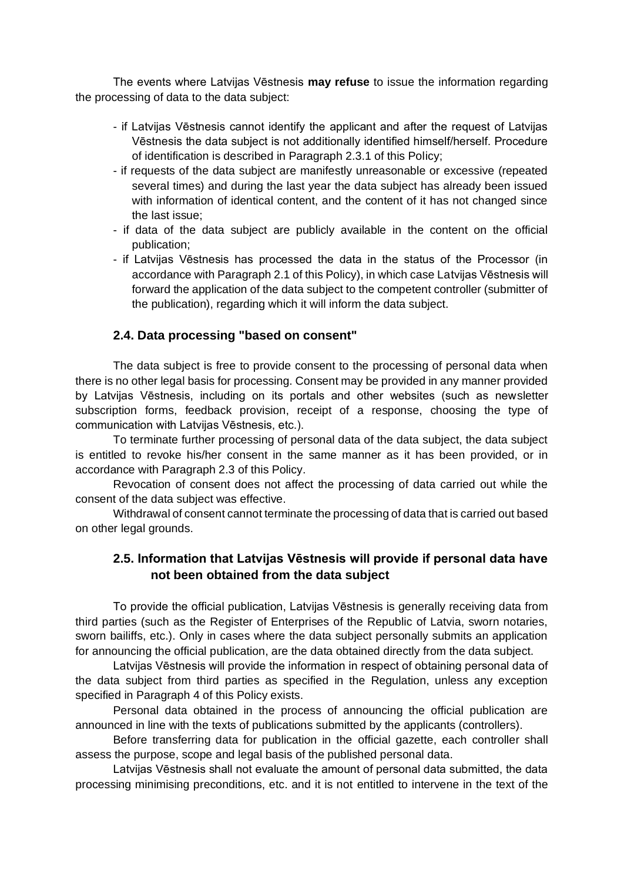The events where Latvijas Vēstnesis **may refuse** to issue the information regarding the processing of data to the data subject:

- if Latvijas Vēstnesis cannot identify the applicant and after the request of Latvijas Vēstnesis the data subject is not additionally identified himself/herself. Procedure of identification is described in Paragraph 2.3.1 of this Policy;
- if requests of the data subject are manifestly unreasonable or excessive (repeated several times) and during the last year the data subject has already been issued with information of identical content, and the content of it has not changed since the last issue;
- if data of the data subject are publicly available in the content on the official publication;
- if Latvijas Vēstnesis has processed the data in the status of the Processor (in accordance with Paragraph 2.1 of this Policy), in which case Latvijas Vēstnesis will forward the application of the data subject to the competent controller (submitter of the publication), regarding which it will inform the data subject.

### 2.4. Data processing "based on consent"

The data subject is free to provide consent to the processing of personal data when there is no other legal basis for processing. Consent may be provided in any manner provided by Latvijas Vēstnesis, including on its portals and other websites (such as newsletter subscription forms, feedback provision, receipt of a response, choosing the type of communication with Latvijas Vēstnesis, etc.).

To terminate further processing of personal data of the data subject, the data subject is entitled to revoke his/her consent in the same manner as it has been provided, or in accordance with Paragraph 2.3 of this Policy.

Revocation of consent does not affect the processing of data carried out while the consent of the data subject was effective.

Withdrawal of consent cannot terminate the processing of data that is carried out based on other legal grounds.

### 2.5. Information that Latvijas Vēstnesis will provide if personal data have not been obtained from the data subject

To provide the official publication, Latvijas Vēstnesis is generally receiving data from third parties (such as the Register of Enterprises of the Republic of Latvia, sworn notaries, sworn bailiffs, etc.). Only in cases where the data subject personally submits an application for announcing the official publication, are the data obtained directly from the data subject.

Latvijas Vēstnesis will provide the information in respect of obtaining personal data of the data subject from third parties as specified in the Regulation, unless any exception specified in Paragraph 4 of this Policy exists.

Personal data obtained in the process of announcing the official publication are announced in line with the texts of publications submitted by the applicants (controllers).

Before transferring data for publication in the official gazette, each controller shall assess the purpose, scope and legal basis of the published personal data.

Latvijas Vēstnesis shall not evaluate the amount of personal data submitted, the data processing minimising preconditions, etc. and it is not entitled to intervene in the text of the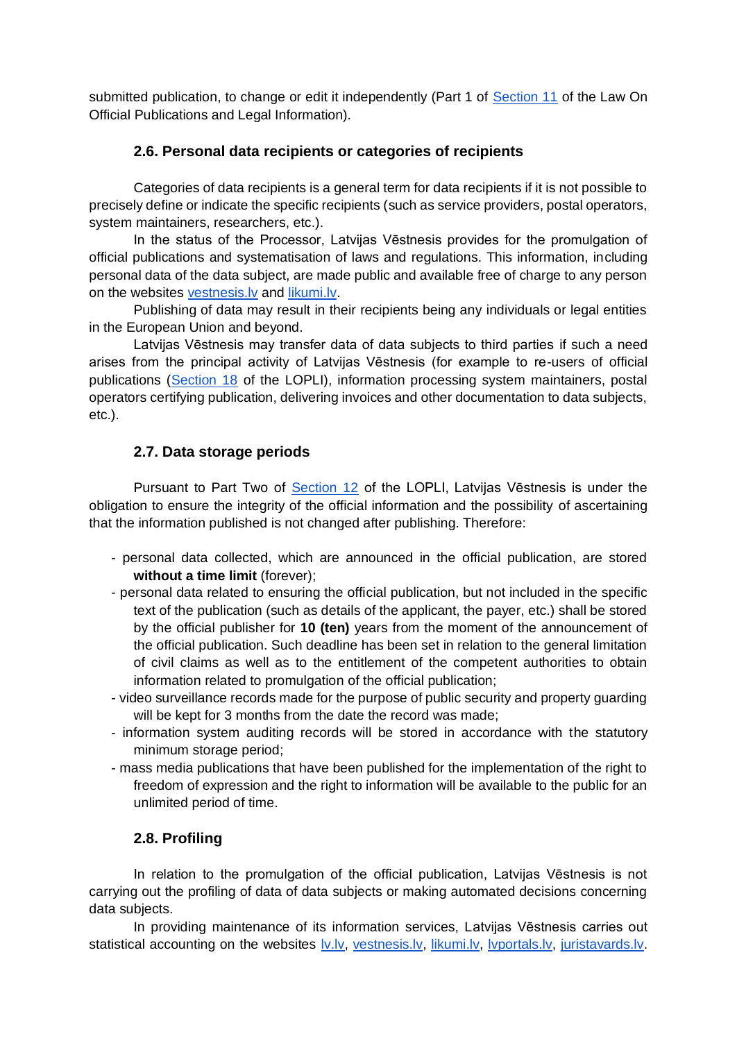submitted publication, to change or edit it independently (Part 1 of Section 11 of the Law On Official Publications and Legal Information).

### 2.6. Personal data recipients or categories of recipients

Categories of data recipients is a general term for data recipients if it is not possible to precisely define or indicate the specific recipients (such as service providers, postal operators, system maintainers, researchers, etc.).

In the status of the Processor, Latvijas Vēstnesis provides for the promulgation of official publications and systematisation of laws and regulations. This information, including personal data of the data subject, are made public and available free of charge to any person on the websites vestnesis.lv and likumi.lv.

Publishing of data may result in their recipients being any individuals or legal entities in the European Union and beyond.

Latvijas Vēstnesis may transfer data of data subjects to third parties if such a need arises from the principal activity of Latvijas Vēstnesis (for example to re-users of official publications (Section 18 of the LOPLI), information processing system maintainers, postal operators certifying publication, delivering invoices and other documentation to data subjects, etc.).

### 2.7. Data storage periods

Pursuant to Part Two of Section 12 of the LOPLI, Latvijas Vēstnesis is under the obligation to ensure the integrity of the official information and the possibility of ascertaining that the information published is not changed after publishing. Therefore:

- personal data collected, which are announced in the official publication, are stored **without a time limit** (forever);
- personal data related to ensuring the official publication, but not included in the specific text of the publication (such as details of the applicant, the payer, etc.) shall be stored by the official publisher for **10 (ten)** years from the moment of the announcement of the official publication. Such deadline has been set in relation to the general limitation of civil claims as well as to the entitlement of the competent authorities to obtain information related to promulgation of the official publication;
- video surveillance records made for the purpose of public security and property guarding will be kept for 3 months from the date the record was made;
- information system auditing records will be stored in accordance with the statutory minimum storage period;
- mass media publications that have been published for the implementation of the right to freedom of expression and the right to information will be available to the public for an unlimited period of time.

### 2.8. Profiling

In relation to the promulgation of the official publication, Latvijas Vēstnesis is not carrying out the profiling of data of data subjects or making automated decisions concerning data subjects.

In providing maintenance of its information services, Latvijas Vēstnesis carries out statistical accounting on the websites lv.lv, vestnesis.lv, likumi.lv, lvportals.lv, juristavards.lv.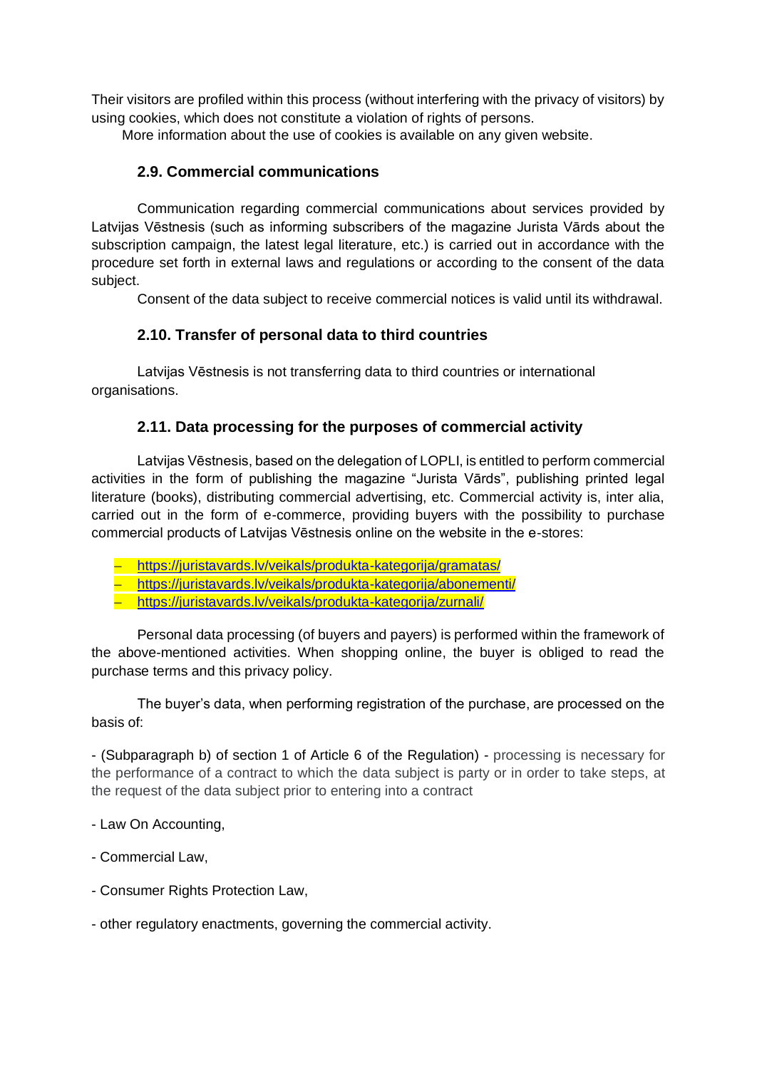Their visitors are profiled within this process (without interfering with the privacy of visitors) by using cookies, which does not constitute a violation of rights of persons.

More information about the use of cookies is available on any given website.

### 2.9. Commercial communications

Communication regarding commercial communications about services provided by Latvijas Vēstnesis (such as informing subscribers of the magazine Jurista Vārds about the subscription campaign, the latest legal literature, etc.) is carried out in accordance with the procedure set forth in external laws and regulations or according to the consent of the data subject.

Consent of the data subject to receive commercial notices is valid until its withdrawal.

### 2.10. Transfer of personal data to third countries

Latvijas Vēstnesis is not transferring data to third countries or international organisations.

### 2.11. Data processing for the purposes of commercial activity

Latvijas Vēstnesis, based on the delegation of LOPLI, is entitled to perform commercial activities in the form of publishing the magazine "Jurista Vārds", publishing printed legal literature (books), distributing commercial advertising, etc. Commercial activity is, inter alia, carried out in the form of e-commerce, providing buyers with the possibility to purchase commercial products of Latvijas Vēstnesis online on the website in the e-stores:

- https://juristavards.lv/veikals/produkta-kategorija/gramatas/
- https://juristavards.lv/veikals/produkta-kategorija/abonementi/
- https://juristavards.lv/veikals/produkta-kategorija/zurnali/

Personal data processing (of buyers and payers) is performed within the framework of the above-mentioned activities. When shopping online, the buyer is obliged to read the purchase terms and this privacy policy.

The buyer's data, when performing registration of the purchase, are processed on the basis of:

- (Subparagraph b) of section 1 of Article 6 of the Regulation) - processing is necessary for the performance of a contract to which the data subject is party or in order to take steps, at the request of the data subject prior to entering into a contract

- Law On Accounting,

- Commercial Law,

- Consumer Rights Protection Law,

- other regulatory enactments, governing the commercial activity.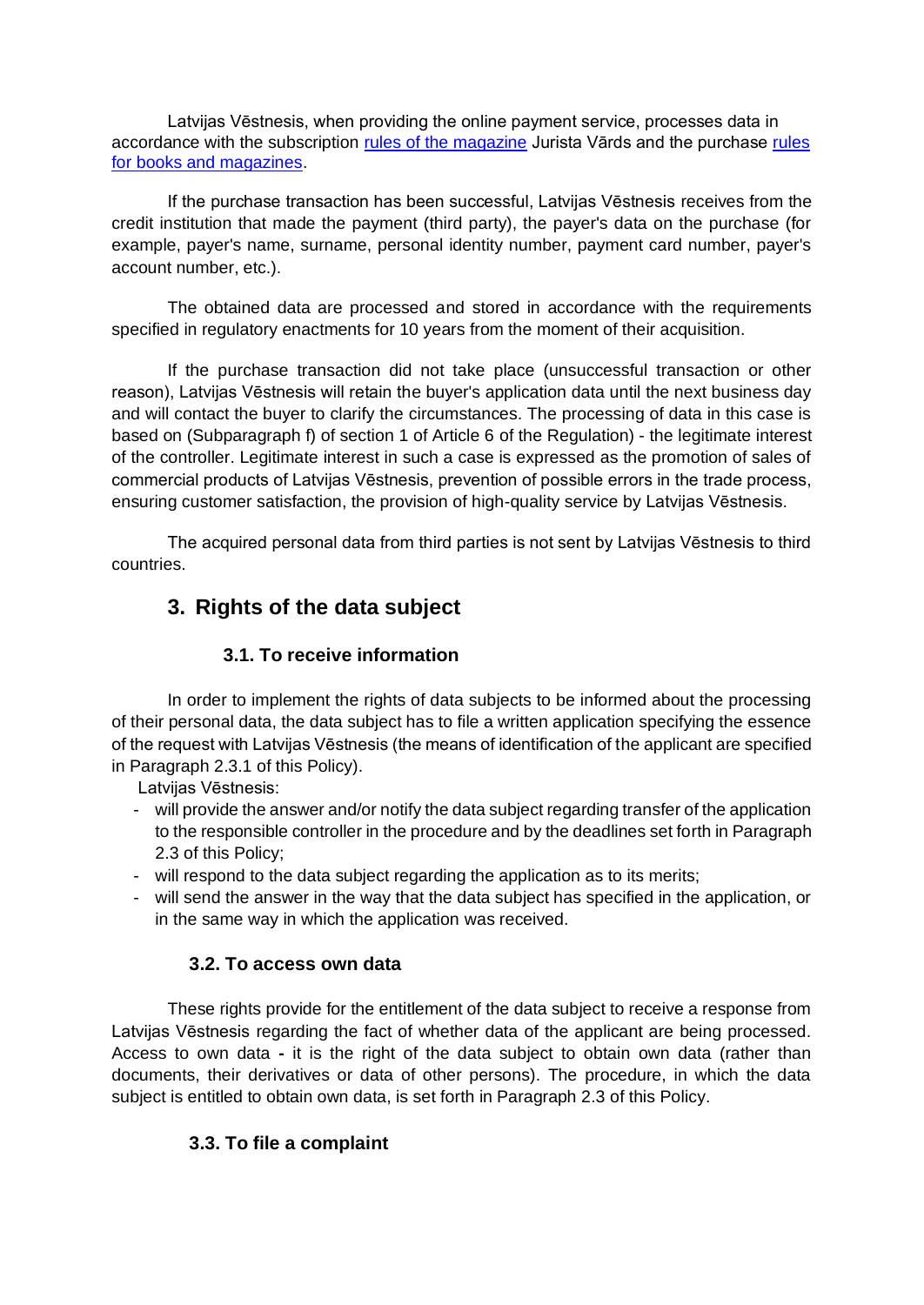Latvijas Vēstnesis, when providing the online payment service, processes data in accordance with the subscription [rules of the magazine] Jurista Vārds and the purchase [rules for books and magazines].

If the purchase transaction has been successful, Latvijas Vēstnesis receives from the credit institution that made the payment (third party), the payer's data on the purchase (for example, payer's name, surname, personal identity number, payment card number, payer's account number, etc.).

The obtained data are processed and stored in accordance with the requirements specified in regulatory enactments for 10 years from the moment of their acquisition.

If the purchase transaction did not take place (unsuccessful transaction or other reason), Latvijas Vēstnesis will retain the buyer's application data until the next business day and will contact the buyer to clarify the circumstances. The processing of data in this case is based on (Subparagraph f) of section 1 of Article 6 of the Regulation) - the legitimate interest of the controller. Legitimate interest in such a case is expressed as the promotion of sales of commercial products of Latvijas Vēstnesis, prevention of possible errors in the trade process, ensuring customer satisfaction, the provision of high-quality service by Latvijas Vēstnesis.

The acquired personal data from third parties is not sent by Latvijas Vēstnesis to third countries.

## 3. Rights of the data subject

### 3.1. To receive information

In order to implement the rights of data subjects to be informed about the processing of their personal data, the data subject has to file a written application specifying the essence of the request with Latvijas Vēstnesis (the means of identification of the applicant are specified in Paragraph 2.3.1 of this Policy).

Latvijas Vēstnesis:

- will provide the answer and/or notify the data subject regarding transfer of the application to the responsible controller in the procedure and by the deadlines set forth in Paragraph 2.3 of this Policy;
- will respond to the data subject regarding the application as to its merits;
- will send the answer in the way that the data subject has specified in the application, or in the same way in which the application was received.

### 3.2. To access own data

These rights provide for the entitlement of the data subject to receive a response from Latvijas Vēstnesis regarding the fact of whether data of the applicant are being processed. Access to own data **-** it is the right of the data subject to obtain own data (rather than documents, their derivatives or data of other persons). The procedure, in which the data subject is entitled to obtain own data, is set forth in Paragraph 2.3 of this Policy.

### 3.3. To file a complaint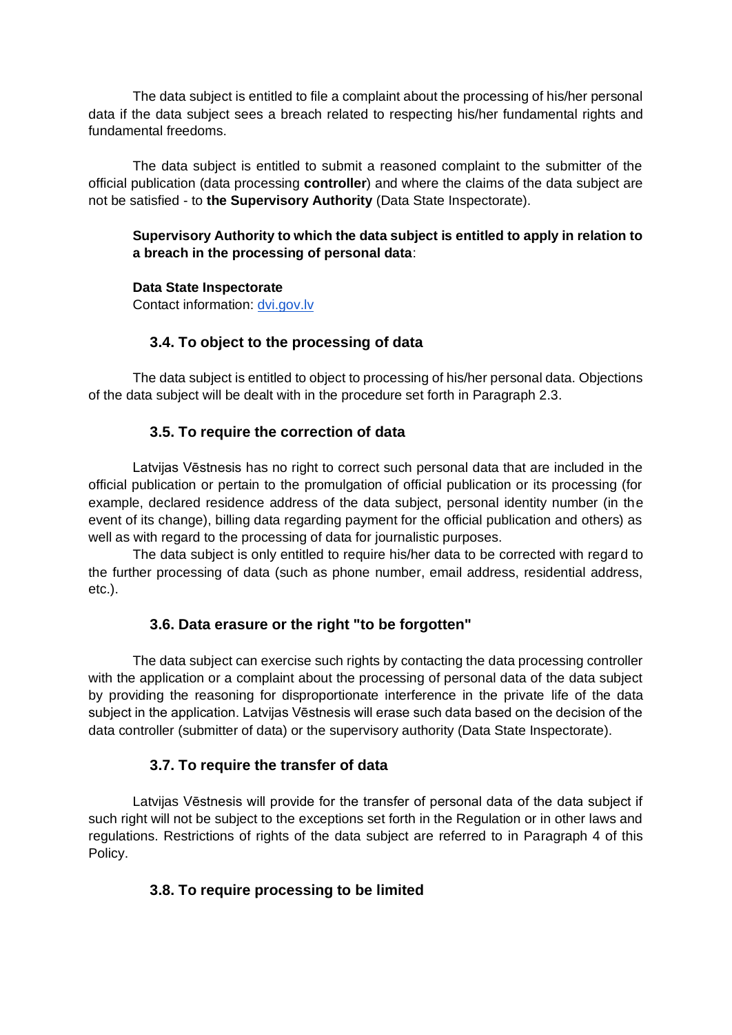The data subject is entitled to file a complaint about the processing of his/her personal data if the data subject sees a breach related to respecting his/her fundamental rights and fundamental freedoms.

The data subject is entitled to submit a reasoned complaint to the submitter of the official publication (data processing **controller**) and where the claims of the data subject are not be satisfied - to **the Supervisory Authority** (Data State Inspectorate).

**Supervisory Authority to which the data subject is entitled to apply in relation to a breach in the processing of personal data**:

**Data State Inspectorate**
Contact information: [dvi.gov.lv](dvi.gov.lv)

### 3.4. To object to the processing of data

The data subject is entitled to object to processing of his/her personal data. Objections of the data subject will be dealt with in the procedure set forth in Paragraph 2.3.

### 3.5. To require the correction of data

Latvijas Vēstnesis has no right to correct such personal data that are included in the official publication or pertain to the promulgation of official publication or its processing (for example, declared residence address of the data subject, personal identity number (in the event of its change), billing data regarding payment for the official publication and others) as well as with regard to the processing of data for journalistic purposes.

The data subject is only entitled to require his/her data to be corrected with regard to the further processing of data (such as phone number, email address, residential address, etc.).

### 3.6. Data erasure or the right "to be forgotten"

The data subject can exercise such rights by contacting the data processing controller with the application or a complaint about the processing of personal data of the data subject by providing the reasoning for disproportionate interference in the private life of the data subject in the application. Latvijas Vēstnesis will erase such data based on the decision of the data controller (submitter of data) or the supervisory authority (Data State Inspectorate).

### 3.7. To require the transfer of data

Latvijas Vēstnesis will provide for the transfer of personal data of the data subject if such right will not be subject to the exceptions set forth in the Regulation or in other laws and regulations. Restrictions of rights of the data subject are referred to in Paragraph 4 of this Policy.

### 3.8. To require processing to be limited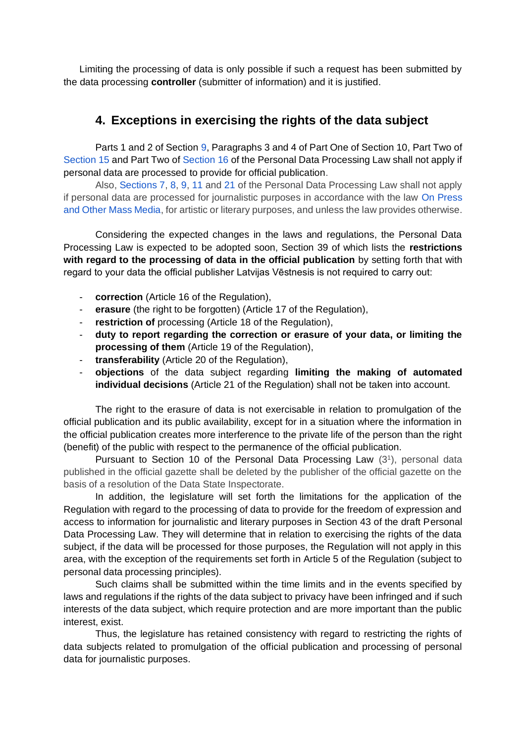Limiting the processing of data is only possible if such a request has been submitted by the data processing **controller** (submitter of information) and it is justified.

## 4. Exceptions in exercising the rights of the data subject

Parts 1 and 2 of Section 9, Paragraphs 3 and 4 of Part One of Section 10, Part Two of Section 15 and Part Two of Section 16 of the Personal Data Processing Law shall not apply if personal data are processed to provide for official publication.

Also, Sections 7, 8, 9, 11 and 21 of the Personal Data Processing Law shall not apply if personal data are processed for journalistic purposes in accordance with the law On Press and Other Mass Media, for artistic or literary purposes, and unless the law provides otherwise.

Considering the expected changes in the laws and regulations, the Personal Data Processing Law is expected to be adopted soon, Section 39 of which lists the **restrictions with regard to the processing of data in the official publication** by setting forth that with regard to your data the official publisher Latvijas Vēstnesis is not required to carry out:

- **correction** (Article 16 of the Regulation),
- **erasure** (the right to be forgotten) (Article 17 of the Regulation),
- **restriction of** processing (Article 18 of the Regulation),
- **duty to report regarding the correction or erasure of your data, or limiting the processing of them** (Article 19 of the Regulation),
- **transferability** (Article 20 of the Regulation),
- **objections** of the data subject regarding **limiting the making of automated individual decisions** (Article 21 of the Regulation) shall not be taken into account.

The right to the erasure of data is not exercisable in relation to promulgation of the official publication and its public availability, except for in a situation where the information in the official publication creates more interference to the private life of the person than the right (benefit) of the public with respect to the permanence of the official publication.

Pursuant to Section 10 of the Personal Data Processing Law ($3^1$), personal data published in the official gazette shall be deleted by the publisher of the official gazette on the basis of a resolution of the Data State Inspectorate.

In addition, the legislature will set forth the limitations for the application of the Regulation with regard to the processing of data to provide for the freedom of expression and access to information for journalistic and literary purposes in Section 43 of the draft Personal Data Processing Law. They will determine that in relation to exercising the rights of the data subject, if the data will be processed for those purposes, the Regulation will not apply in this area, with the exception of the requirements set forth in Article 5 of the Regulation (subject to personal data processing principles).

Such claims shall be submitted within the time limits and in the events specified by laws and regulations if the rights of the data subject to privacy have been infringed and if such interests of the data subject, which require protection and are more important than the public interest, exist.

Thus, the legislature has retained consistency with regard to restricting the rights of data subjects related to promulgation of the official publication and processing of personal data for journalistic purposes.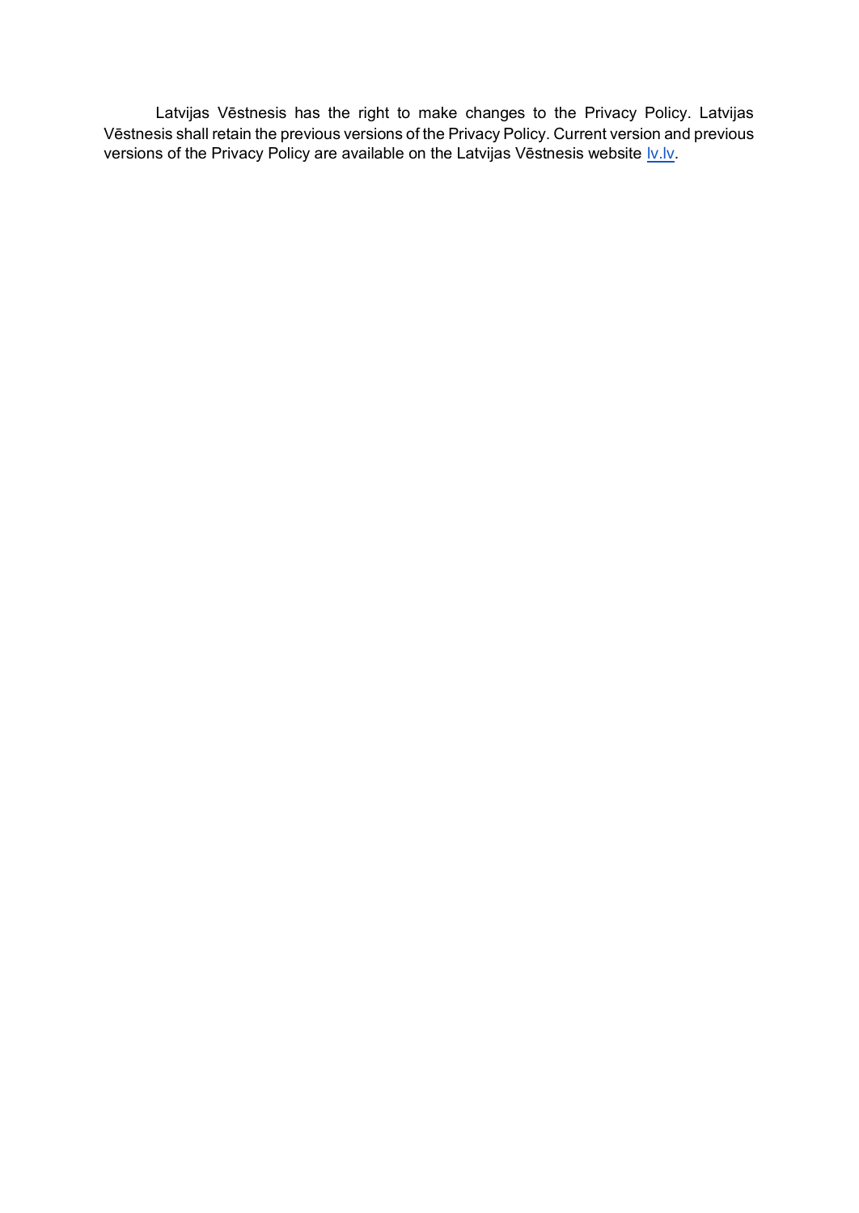Latvijas Vēstnesis has the right to make changes to the Privacy Policy. Latvijas Vēstnesis shall retain the previous versions of the Privacy Policy. Current version and previous versions of the Privacy Policy are available on the Latvijas Vēstnesis website [lv.lv](lv.lv).